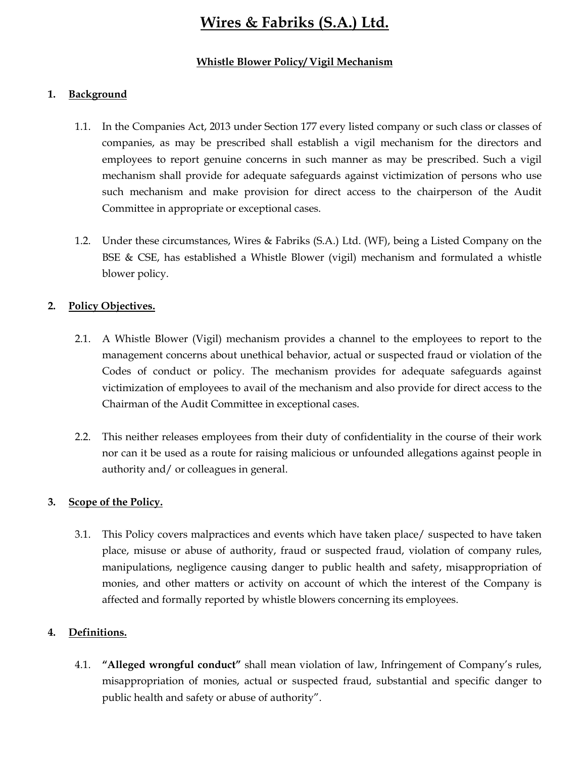# Wires & Fabriks (S.A.) Ltd.

## Whistle Blower Policy/ Vigil Mechanism

### 1. Background

1.1. In the Companies Act, 2013 under Section 177 every listed company or such class or classes of companies, as may be prescribed shall establish a vigil mechanism for the directors and employees to report genuine concerns in such manner as may be prescribed. Such a vigil mechanism shall provide for adequate safeguards against victimization of persons who use such mechanism and make provision for direct access to the chairperson of the Audit Committee in appropriate or exceptional cases.

1.2. Under these circumstances, Wires & Fabriks (S.A.) Ltd. (WF), being a Listed Company on the BSE & CSE, has established a Whistle Blower (vigil) mechanism and formulated a whistle blower policy.

### 2. Policy Objectives.

2.1. A Whistle Blower (Vigil) mechanism provides a channel to the employees to report to the management concerns about unethical behavior, actual or suspected fraud or violation of the Codes of conduct or policy. The mechanism provides for adequate safeguards against victimization of employees to avail of the mechanism and also provide for direct access to the Chairman of the Audit Committee in exceptional cases.

2.2. This neither releases employees from their duty of confidentiality in the course of their work nor can it be used as a route for raising malicious or unfounded allegations against people in authority and/ or colleagues in general.

### 3. Scope of the Policy.

3.1. This Policy covers malpractices and events which have taken place/ suspected to have taken place, misuse or abuse of authority, fraud or suspected fraud, violation of company rules, manipulations, negligence causing danger to public health and safety, misappropriation of monies, and other matters or activity on account of which the interest of the Company is affected and formally reported by whistle blowers concerning its employees.

### 4. Definitions.

4.1. **"Alleged wrongful conduct"** shall mean violation of law, Infringement of Company's rules, misappropriation of monies, actual or suspected fraud, substantial and specific danger to public health and safety or abuse of authority".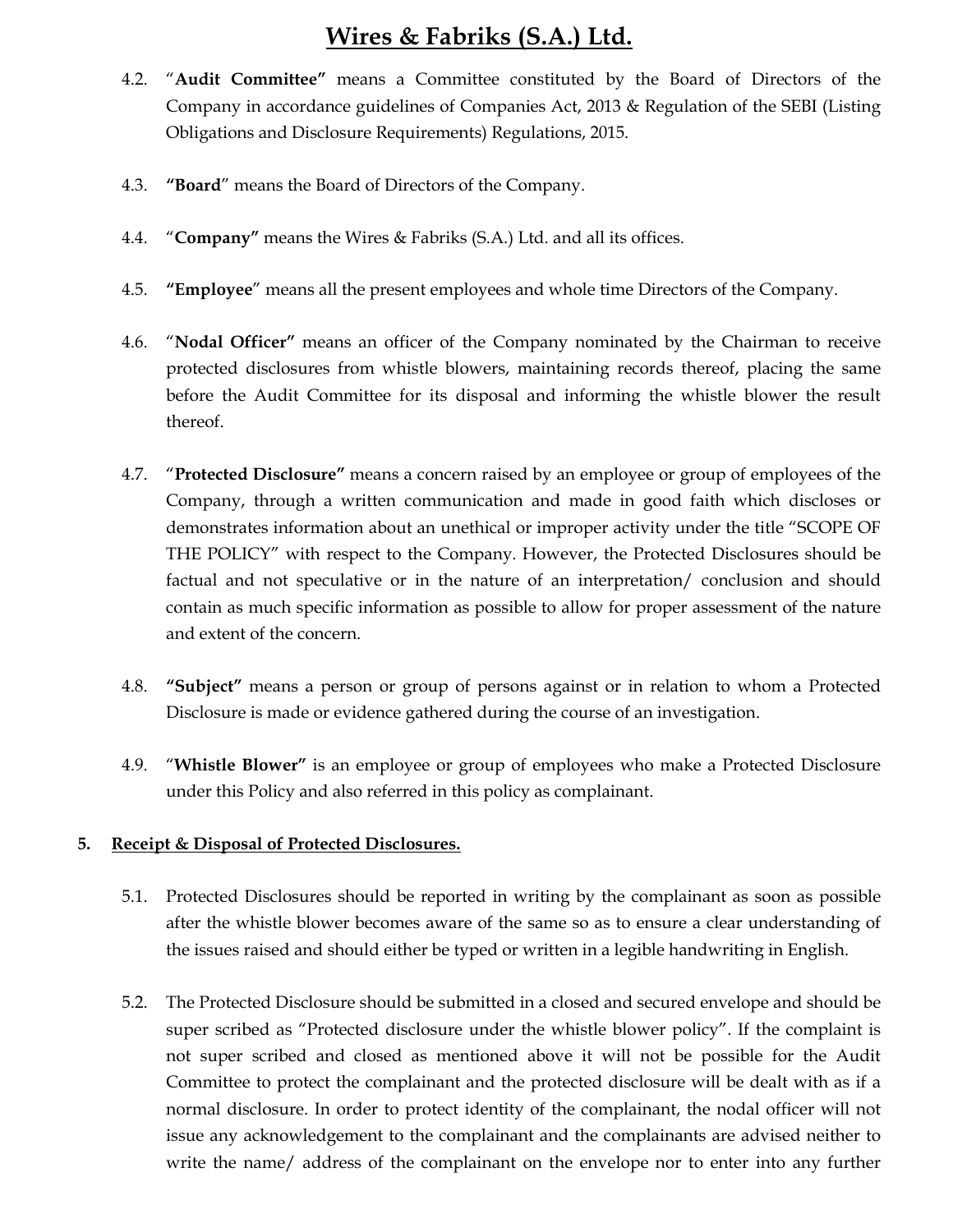4.2. "**Audit Committee"** means a Committee constituted by the Board of Directors of the Company in accordance guidelines of Companies Act, 2013 & Regulation of the SEBI (Listing Obligations and Disclosure Requirements) Regulations, 2015.

4.3. **"Board**" means the Board of Directors of the Company.

4.4. "**Company"** means the Wires & Fabriks (S.A.) Ltd. and all its offices.

4.5. **"Employee**" means all the present employees and whole time Directors of the Company.

4.6. "**Nodal Officer"** means an officer of the Company nominated by the Chairman to receive protected disclosures from whistle blowers, maintaining records thereof, placing the same before the Audit Committee for its disposal and informing the whistle blower the result thereof.

4.7. "**Protected Disclosure"** means a concern raised by an employee or group of employees of the Company, through a written communication and made in good faith which discloses or demonstrates information about an unethical or improper activity under the title "SCOPE OF THE POLICY" with respect to the Company. However, the Protected Disclosures should be factual and not speculative or in the nature of an interpretation/ conclusion and should contain as much specific information as possible to allow for proper assessment of the nature and extent of the concern.

4.8. **"Subject"** means a person or group of persons against or in relation to whom a Protected Disclosure is made or evidence gathered during the course of an investigation.

4.9. "**Whistle Blower"** is an employee or group of employees who make a Protected Disclosure under this Policy and also referred in this policy as complainant.

## 5. <u>Receipt & Disposal of Protected Disclosures.</u>

5.1. Protected Disclosures should be reported in writing by the complainant as soon as possible after the whistle blower becomes aware of the same so as to ensure a clear understanding of the issues raised and should either be typed or written in a legible handwriting in English.

5.2. The Protected Disclosure should be submitted in a closed and secured envelope and should be super scribed as "Protected disclosure under the whistle blower policy". If the complaint is not super scribed and closed as mentioned above it will not be possible for the Audit Committee to protect the complainant and the protected disclosure will be dealt with as if a normal disclosure. In order to protect identity of the complainant, the nodal officer will not issue any acknowledgement to the complainant and the complainants are advised neither to write the name/ address of the complainant on the envelope nor to enter into any further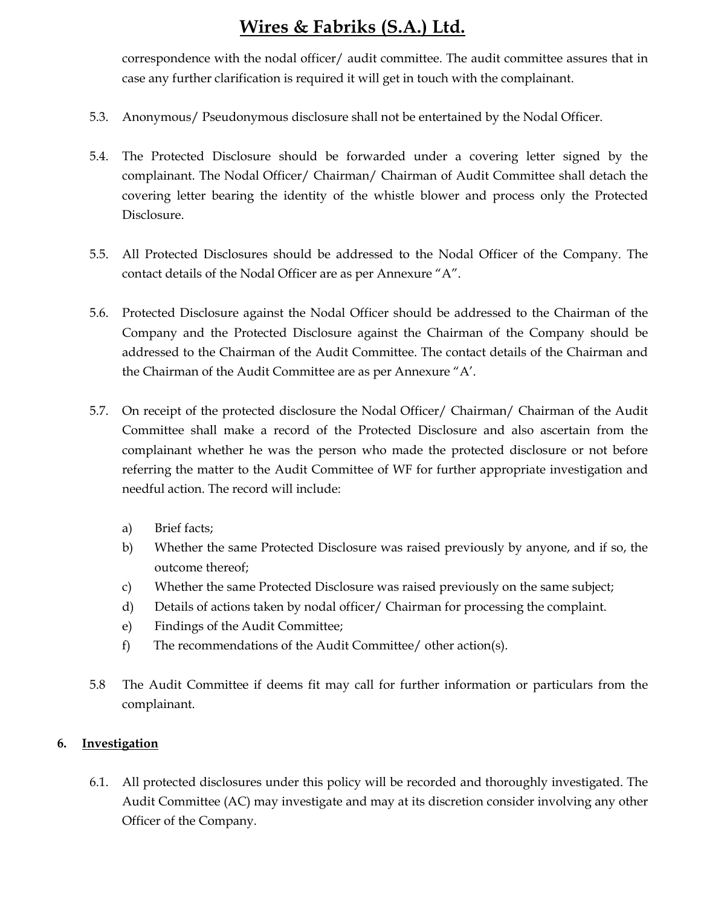correspondence with the nodal officer/ audit committee. The audit committee assures that in case any further clarification is required it will get in touch with the complainant.

5.3. Anonymous/ Pseudonymous disclosure shall not be entertained by the Nodal Officer.

5.4. The Protected Disclosure should be forwarded under a covering letter signed by the complainant. The Nodal Officer/ Chairman/ Chairman of Audit Committee shall detach the covering letter bearing the identity of the whistle blower and process only the Protected Disclosure.

5.5. All Protected Disclosures should be addressed to the Nodal Officer of the Company. The contact details of the Nodal Officer are as per Annexure "A".

5.6. Protected Disclosure against the Nodal Officer should be addressed to the Chairman of the Company and the Protected Disclosure against the Chairman of the Company should be addressed to the Chairman of the Audit Committee. The contact details of the Chairman and the Chairman of the Audit Committee are as per Annexure "A'.

5.7. On receipt of the protected disclosure the Nodal Officer/ Chairman/ Chairman of the Audit Committee shall make a record of the Protected Disclosure and also ascertain from the complainant whether he was the person who made the protected disclosure or not before referring the matter to the Audit Committee of WF for further appropriate investigation and needful action. The record will include:

a) Brief facts;
b) Whether the same Protected Disclosure was raised previously by anyone, and if so, the outcome thereof;
c) Whether the same Protected Disclosure was raised previously on the same subject;
d) Details of actions taken by nodal officer/ Chairman for processing the complaint.
e) Findings of the Audit Committee;
f) The recommendations of the Audit Committee/ other action(s).

5.8 The Audit Committee if deems fit may call for further information or particulars from the complainant.

## 6. Investigation

6.1. All protected disclosures under this policy will be recorded and thoroughly investigated. The Audit Committee (AC) may investigate and may at its discretion consider involving any other Officer of the Company.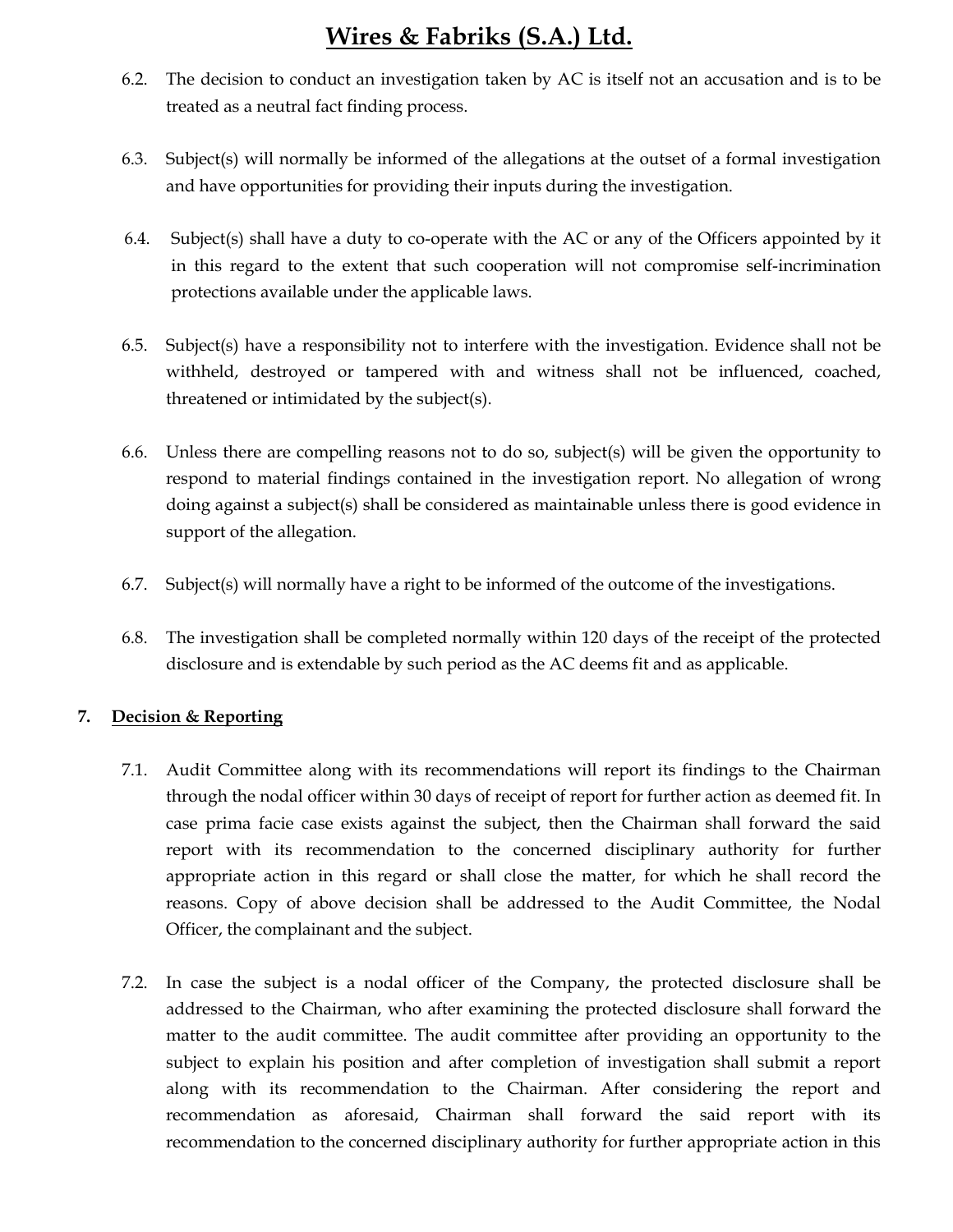6.2. The decision to conduct an investigation taken by AC is itself not an accusation and is to be treated as a neutral fact finding process.

6.3. Subject(s) will normally be informed of the allegations at the outset of a formal investigation and have opportunities for providing their inputs during the investigation.

6.4. Subject(s) shall have a duty to co-operate with the AC or any of the Officers appointed by it in this regard to the extent that such cooperation will not compromise self-incrimination protections available under the applicable laws.

6.5. Subject(s) have a responsibility not to interfere with the investigation. Evidence shall not be withheld, destroyed or tampered with and witness shall not be influenced, coached, threatened or intimidated by the subject(s).

6.6. Unless there are compelling reasons not to do so, subject(s) will be given the opportunity to respond to material findings contained in the investigation report. No allegation of wrong doing against a subject(s) shall be considered as maintainable unless there is good evidence in support of the allegation.

6.7. Subject(s) will normally have a right to be informed of the outcome of the investigations.

6.8. The investigation shall be completed normally within 120 days of the receipt of the protected disclosure and is extendable by such period as the AC deems fit and as applicable.

## 7. Decision & Reporting

7.1. Audit Committee along with its recommendations will report its findings to the Chairman through the nodal officer within 30 days of receipt of report for further action as deemed fit. In case prima facie case exists against the subject, then the Chairman shall forward the said report with its recommendation to the concerned disciplinary authority for further appropriate action in this regard or shall close the matter, for which he shall record the reasons. Copy of above decision shall be addressed to the Audit Committee, the Nodal Officer, the complainant and the subject.

7.2. In case the subject is a nodal officer of the Company, the protected disclosure shall be addressed to the Chairman, who after examining the protected disclosure shall forward the matter to the audit committee. The audit committee after providing an opportunity to the subject to explain his position and after completion of investigation shall submit a report along with its recommendation to the Chairman. After considering the report and recommendation as aforesaid, Chairman shall forward the said report with its recommendation to the concerned disciplinary authority for further appropriate action in this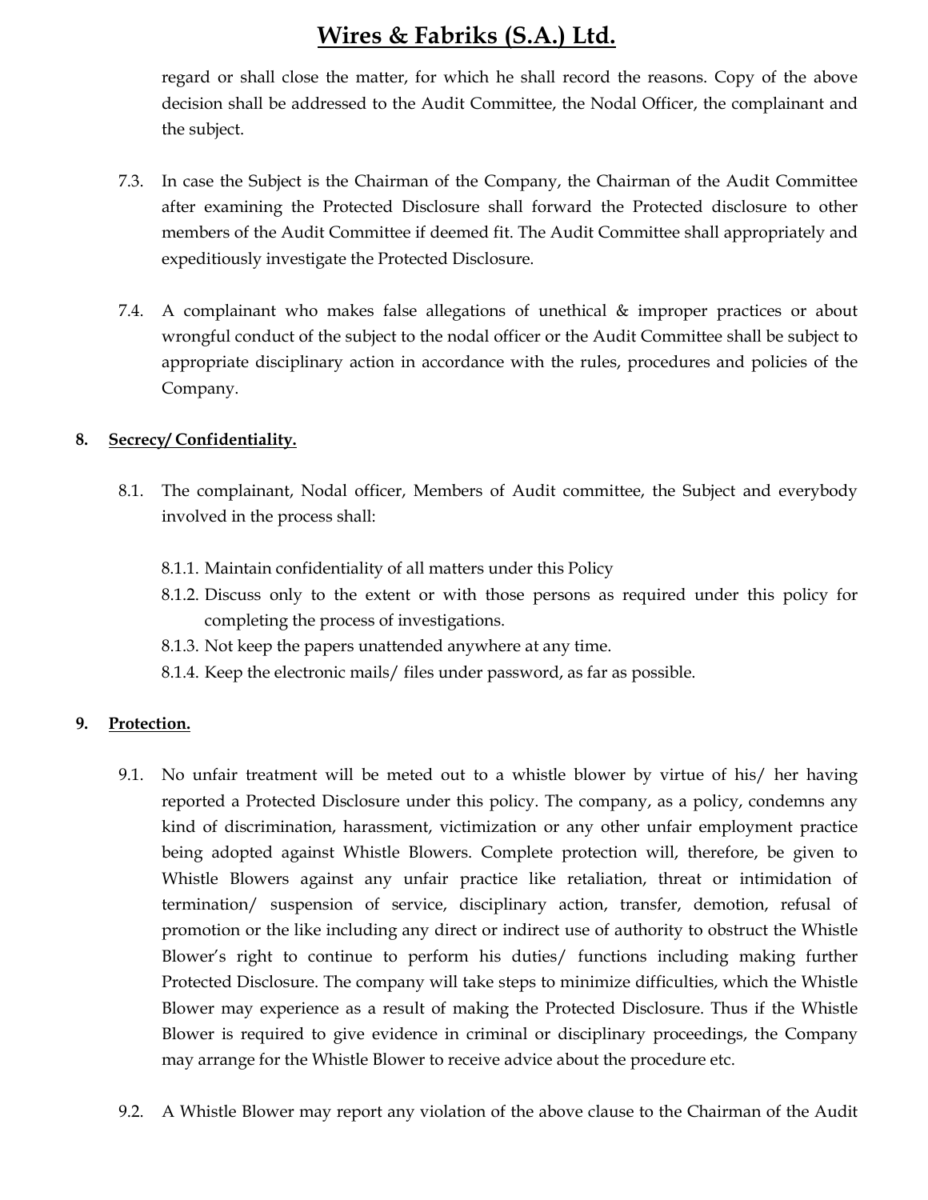regard or shall close the matter, for which he shall record the reasons. Copy of the above decision shall be addressed to the Audit Committee, the Nodal Officer, the complainant and the subject.

7.3. In case the Subject is the Chairman of the Company, the Chairman of the Audit Committee after examining the Protected Disclosure shall forward the Protected disclosure to other members of the Audit Committee if deemed fit. The Audit Committee shall appropriately and expeditiously investigate the Protected Disclosure.

7.4. A complainant who makes false allegations of unethical & improper practices or about wrongful conduct of the subject to the nodal officer or the Audit Committee shall be subject to appropriate disciplinary action in accordance with the rules, procedures and policies of the Company.

## 8. Secrecy/ Confidentiality.

8.1. The complainant, Nodal officer, Members of Audit committee, the Subject and everybody involved in the process shall:

8.1.1. Maintain confidentiality of all matters under this Policy

8.1.2. Discuss only to the extent or with those persons as required under this policy for completing the process of investigations.

8.1.3. Not keep the papers unattended anywhere at any time.

8.1.4. Keep the electronic mails/ files under password, as far as possible.

## 9. Protection.

9.1. No unfair treatment will be meted out to a whistle blower by virtue of his/ her having reported a Protected Disclosure under this policy. The company, as a policy, condemns any kind of discrimination, harassment, victimization or any other unfair employment practice being adopted against Whistle Blowers. Complete protection will, therefore, be given to Whistle Blowers against any unfair practice like retaliation, threat or intimidation of termination/ suspension of service, disciplinary action, transfer, demotion, refusal of promotion or the like including any direct or indirect use of authority to obstruct the Whistle Blower's right to continue to perform his duties/ functions including making further Protected Disclosure. The company will take steps to minimize difficulties, which the Whistle Blower may experience as a result of making the Protected Disclosure. Thus if the Whistle Blower is required to give evidence in criminal or disciplinary proceedings, the Company may arrange for the Whistle Blower to receive advice about the procedure etc.

9.2. A Whistle Blower may report any violation of the above clause to the Chairman of the Audit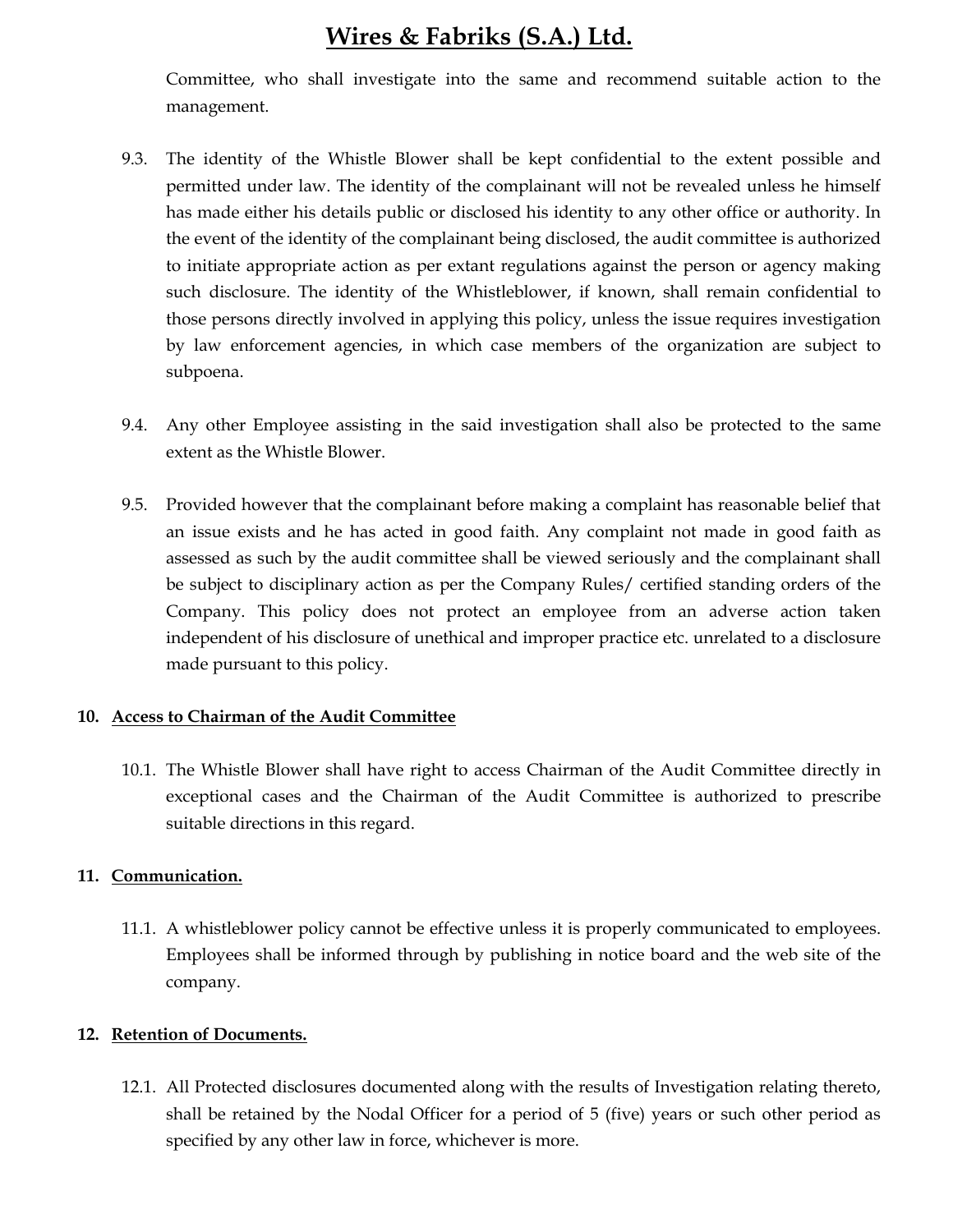Committee, who shall investigate into the same and recommend suitable action to the management.

9.3. The identity of the Whistle Blower shall be kept confidential to the extent possible and permitted under law. The identity of the complainant will not be revealed unless he himself has made either his details public or disclosed his identity to any other office or authority. In the event of the identity of the complainant being disclosed, the audit committee is authorized to initiate appropriate action as per extant regulations against the person or agency making such disclosure. The identity of the Whistleblower, if known, shall remain confidential to those persons directly involved in applying this policy, unless the issue requires investigation by law enforcement agencies, in which case members of the organization are subject to subpoena.

9.4. Any other Employee assisting in the said investigation shall also be protected to the same extent as the Whistle Blower.

9.5. Provided however that the complainant before making a complaint has reasonable belief that an issue exists and he has acted in good faith. Any complaint not made in good faith as assessed as such by the audit committee shall be viewed seriously and the complainant shall be subject to disciplinary action as per the Company Rules/ certified standing orders of the Company. This policy does not protect an employee from an adverse action taken independent of his disclosure of unethical and improper practice etc. unrelated to a disclosure made pursuant to this policy.

## 10. Access to Chairman of the Audit Committee

10.1. The Whistle Blower shall have right to access Chairman of the Audit Committee directly in exceptional cases and the Chairman of the Audit Committee is authorized to prescribe suitable directions in this regard.

## 11. Communication.

11.1. A whistleblower policy cannot be effective unless it is properly communicated to employees. Employees shall be informed through by publishing in notice board and the web site of the company.

## 12. Retention of Documents.

12.1. All Protected disclosures documented along with the results of Investigation relating thereto, shall be retained by the Nodal Officer for a period of 5 (five) years or such other period as specified by any other law in force, whichever is more.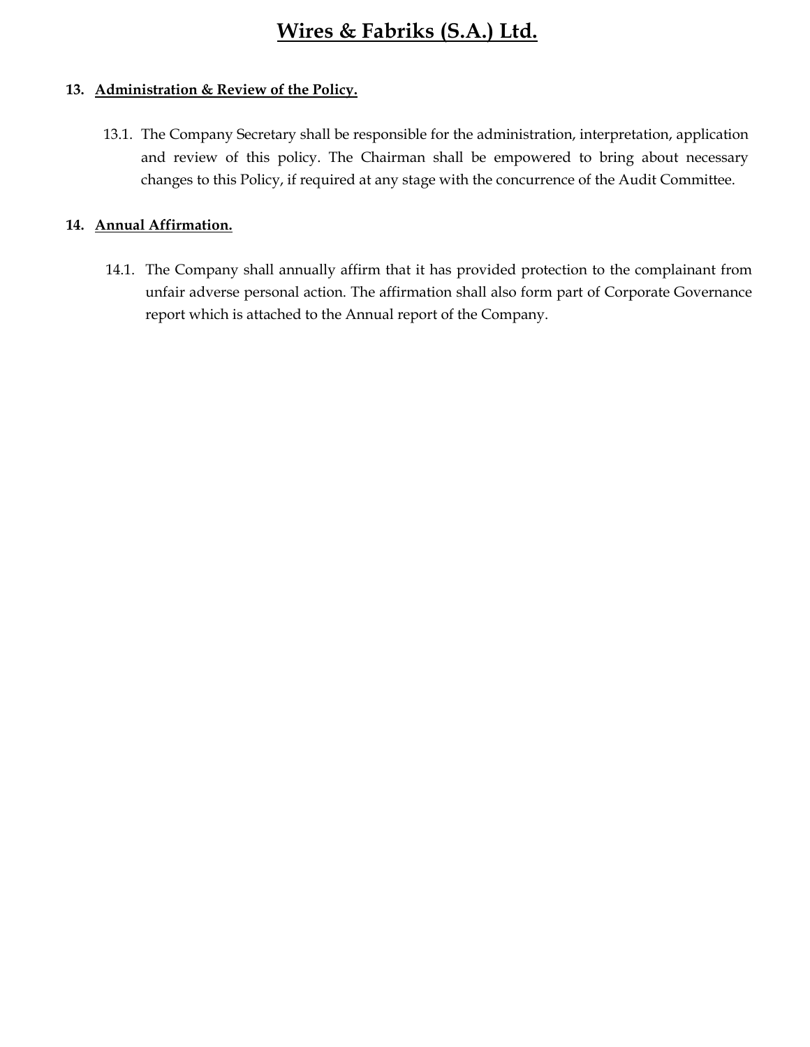## 13. Administration & Review of the Policy.

13.1. The Company Secretary shall be responsible for the administration, interpretation, application and review of this policy. The Chairman shall be empowered to bring about necessary changes to this Policy, if required at any stage with the concurrence of the Audit Committee.

## 14. Annual Affirmation.

14.1. The Company shall annually affirm that it has provided protection to the complainant from unfair adverse personal action. The affirmation shall also form part of Corporate Governance report which is attached to the Annual report of the Company.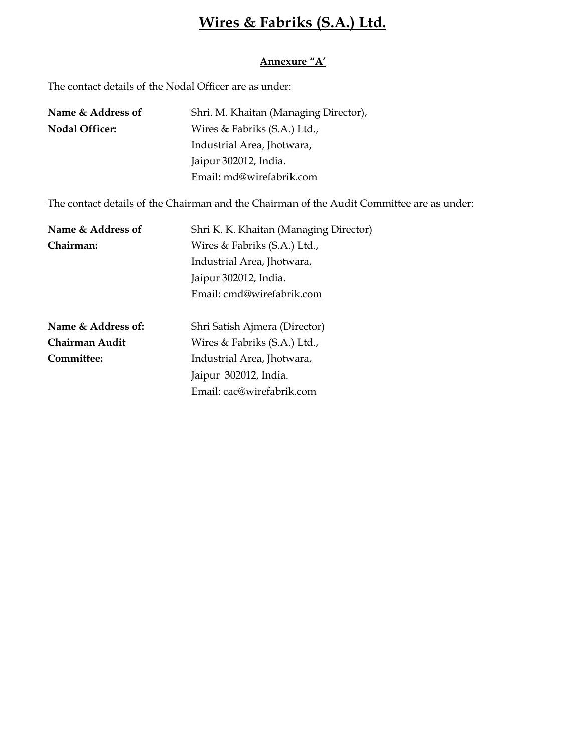# Wires & Fabriks (S.A.) Ltd.

**Annexure "A'**

The contact details of the Nodal Officer are as under:

| | |
|---|---|
| **Name & Address of Nodal Officer:** | Shri. M. Khaitan (Managing Director),<br>Wires & Fabriks (S.A.) Ltd.,<br>Industrial Area, Jhotwara,<br>Jaipur 302012, India.<br>Email**:** md@wirefabrik.com |

The contact details of the Chairman and the Chairman of the Audit Committee are as under:

| | |
|---|---|
| **Name & Address of Chairman:** | Shri K. K. Khaitan (Managing Director)<br>Wires & Fabriks (S.A.) Ltd.,<br>Industrial Area, Jhotwara,<br>Jaipur 302012, India.<br>Email: cmd@wirefabrik.com |
| **Name & Address of: Chairman Audit Committee:** | Shri Satish Ajmera (Director)<br>Wires & Fabriks (S.A.) Ltd.,<br>Industrial Area, Jhotwara,<br>Jaipur 302012, India.<br>Email: cac@wirefabrik.com |